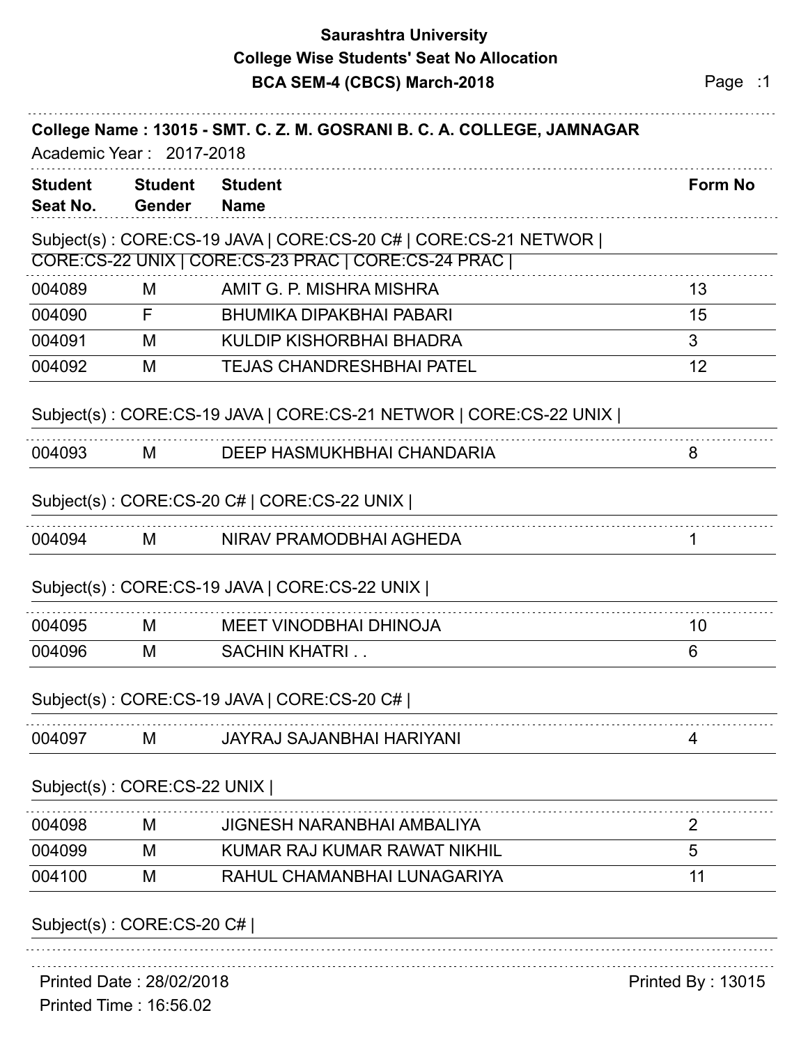# Saurashtra University

## College Wise Students' Seat No Allocation

## BCA SEM-4 (CBCS) March-2018

**College Name : 13015 - SMT. C. Z. M. GOSRANI B. C. A. COLLEGE, JAMNAGAR**

Academic Year : 2017-2018

| Student Seat No. | Student Gender | Student Name | Form No |
|---|---|---|---|

Subject(s) : CORE:CS-19 JAVA | CORE:CS-20 C# | CORE:CS-21 NETWOR | CORE:CS-22 UNIX | CORE:CS-23 PRAC | CORE:CS-24 PRAC |

| Student Seat No. | Student Gender | Student Name | Form No |
|---|---|---|---|
| 004089 | M | AMIT G. P. MISHRA MISHRA | 13 |
| 004090 | F | BHUMIKA DIPAKBHAI PABARI | 15 |
| 004091 | M | KULDIP KISHORBHAI BHADRA | 3 |
| 004092 | M | TEJAS CHANDRESHBHAI PATEL | 12 |

Subject(s) : CORE:CS-19 JAVA | CORE:CS-21 NETWOR | CORE:CS-22 UNIX |

| Student Seat No. | Student Gender | Student Name | Form No |
|---|---|---|---|
| 004093 | M | DEEP HASMUKHBHAI CHANDARIA | 8 |

Subject(s) : CORE:CS-20 C# | CORE:CS-22 UNIX |

| Student Seat No. | Student Gender | Student Name | Form No |
|---|---|---|---|
| 004094 | M | NIRAV PRAMODBHAI AGHEDA | 1 |

Subject(s) : CORE:CS-19 JAVA | CORE:CS-22 UNIX |

| Student Seat No. | Student Gender | Student Name | Form No |
|---|---|---|---|
| 004095 | M | MEET VINODBHAI DHINOJA | 10 |
| 004096 | M | SACHIN KHATRI . . | 6 |

Subject(s) : CORE:CS-19 JAVA | CORE:CS-20 C# |

| Student Seat No. | Student Gender | Student Name | Form No |
|---|---|---|---|
| 004097 | M | JAYRAJ SAJANBHAI HARIYANI | 4 |

Subject(s) : CORE:CS-22 UNIX |

| Student Seat No. | Student Gender | Student Name | Form No |
|---|---|---|---|
| 004098 | M | JIGNESH NARANBHAI AMBALIYA | 2 |
| 004099 | M | KUMAR RAJ KUMAR RAWAT NIKHIL | 5 |
| 004100 | M | RAHUL CHAMANBHAI LUNAGARIYA | 11 |

Subject(s) : CORE:CS-20 C# |

Printed Date : 28/02/2018

Printed Time : 16:56.02

Printed By : 13015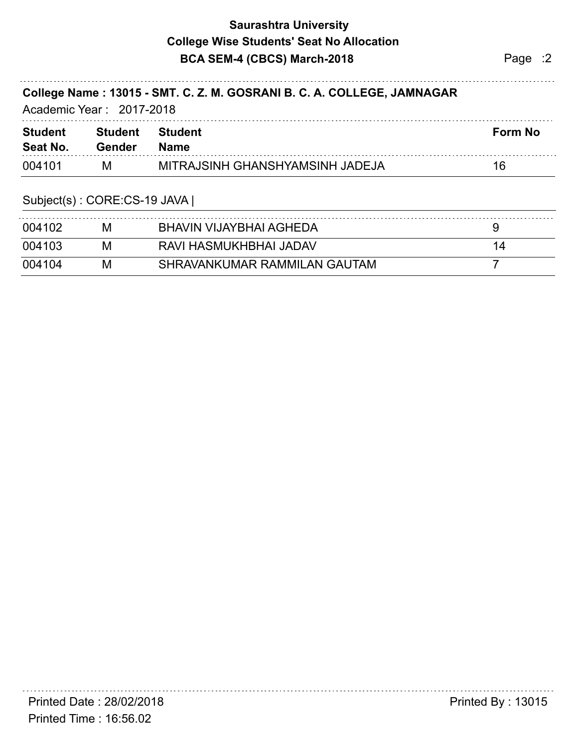# Saurashtra University
## College Wise Students' Seat No Allocation
### BCA SEM-4 (CBCS) March-2018

**College Name : 13015 - SMT. C. Z. M. GOSRANI B. C. A. COLLEGE, JAMNAGAR**

Academic Year : 2017-2018

| Student Seat No. | Student Gender | Student Name | Form No |
|---|---|---|---|
| 004101 | M | MITRAJSINH GHANSHYAMSINH JADEJA | 16 |

Subject(s) : CORE:CS-19 JAVA |

| | | | |
|---|---|---|---|
| 004102 | M | BHAVIN VIJAYBHAI AGHEDA | 9 |
| 004103 | M | RAVI HASMUKHBHAI JADAV | 14 |
| 004104 | M | SHRAVANKUMAR RAMMILAN GAUTAM | 7 |

Printed Date : 28/02/2018

Printed Time : 16:56.02

Printed By : 13015